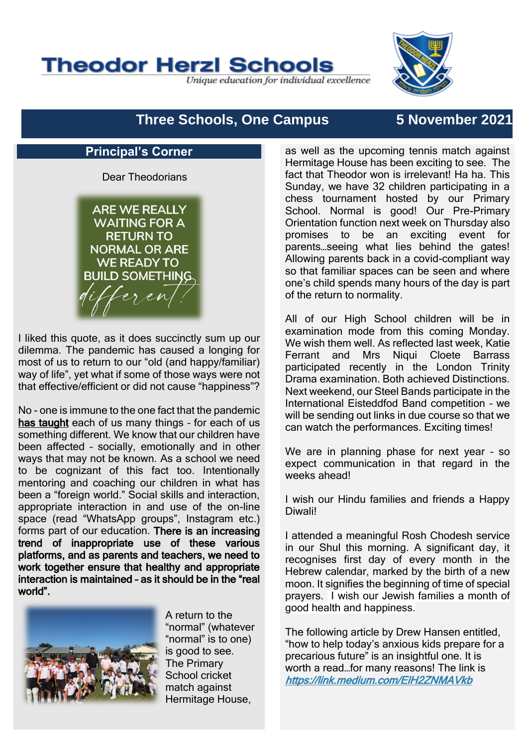# Theodor Herzl Schools

*Unique education for individual excellence*

## Three Schools, One Campus — 5 November 2021

### Principal's Corner

Dear Theodorians

ARE WE REALLY WAITING FOR A RETURN TO NORMAL OR ARE WE READY TO BUILD SOMETHING *different?*

I liked this quote, as it does succinctly sum up our dilemma. The pandemic has caused a longing for most of us to return to our "old (and happy/familiar) way of life", yet what if some of those ways were not that effective/efficient or did not cause "happiness"?

No - one is immune to the one fact that the pandemic **has taught** each of us many things – for each of us something different. We know that our children have been affected – socially, emotionally and in other ways that may not be known. As a school we need to be cognizant of this fact too. Intentionally mentoring and coaching our children in what has been a "foreign world." Social skills and interaction, appropriate interaction in and use of the on-line space (read "WhatsApp groups", Instagram etc.) forms part of our education. **There is an increasing trend of inappropriate use of these various platforms, and as parents and teachers, we need to work together ensure that healthy and appropriate interaction is maintained – as it should be in the "real world".**

A return to the "normal" (whatever "normal" is to one) is good to see. The Primary School cricket match against Hermitage House, as well as the upcoming tennis match against Hermitage House has been exciting to see. The fact that Theodor won is irrelevant! Ha ha. This Sunday, we have 32 children participating in a chess tournament hosted by our Primary School. Normal is good! Our Pre-Primary Orientation function next week on Thursday also promises to be an exciting event for parents…seeing what lies behind the gates! Allowing parents back in a covid-compliant way so that familiar spaces can be seen and where one's child spends many hours of the day is part of the return to normality.

All of our High School children will be in examination mode from this coming Monday. We wish them well. As reflected last week, Katie Ferrant and Mrs Niqui Cloete Barrass participated recently in the London Trinity Drama examination. Both achieved Distinctions. Next weekend, our Steel Bands participate in the International Eisteddfod Band competition – we will be sending out links in due course so that we can watch the performances. Exciting times!

We are in planning phase for next year – so expect communication in that regard in the weeks ahead!

I wish our Hindu families and friends a Happy Diwali!

I attended a meaningful Rosh Chodesh service in our Shul this morning. A significant day, it recognises first day of every month in the Hebrew calendar, marked by the birth of a new moon. It signifies the beginning of time of special prayers. I wish our Jewish families a month of good health and happiness.

The following article by Drew Hansen entitled, "how to help today's anxious kids prepare for a precarious future" is an insightful one. It is worth a read…for many reasons! The link is ***https://link.medium.com/EIH2ZNMAVkb***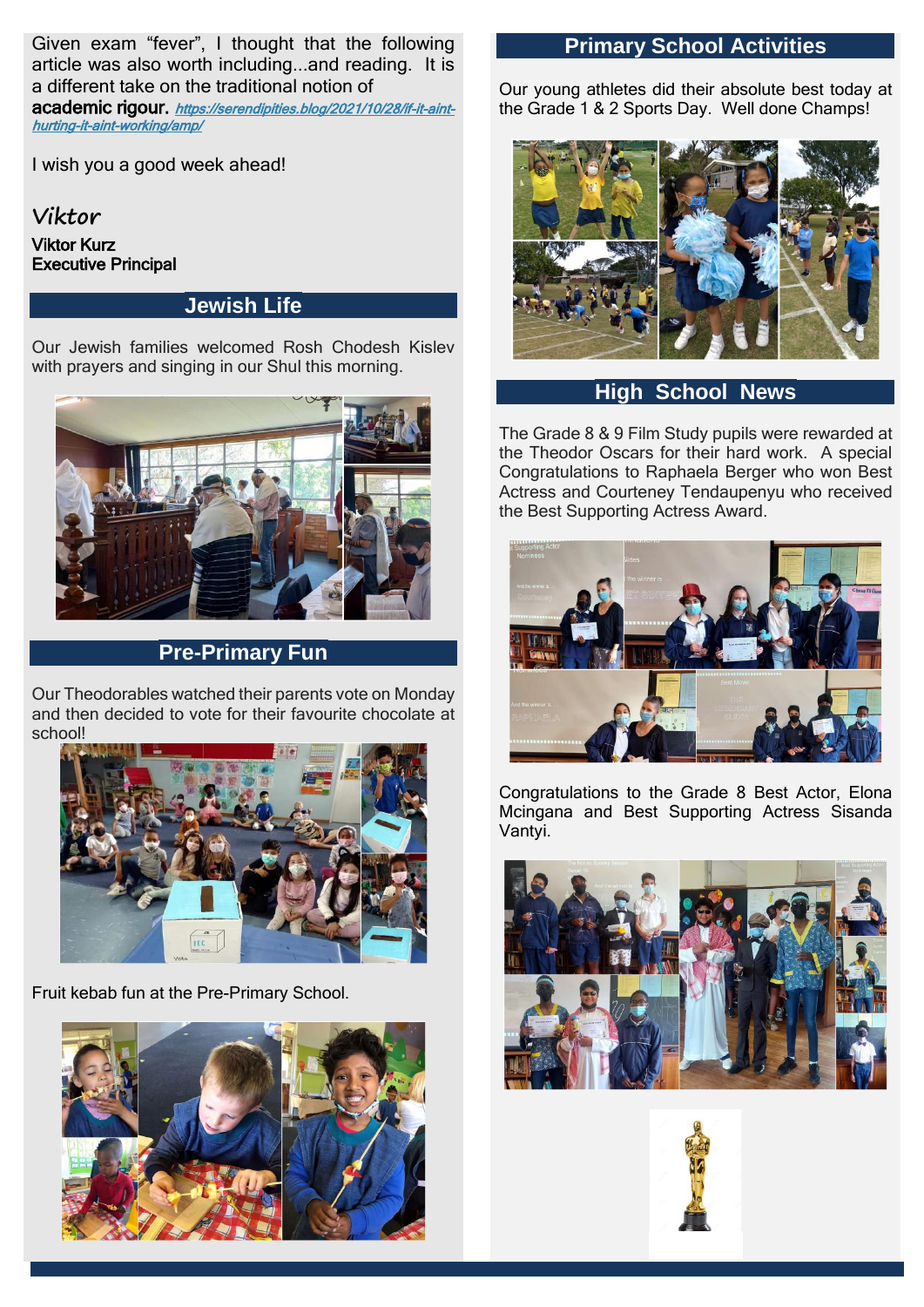Given exam "fever", I thought that the following article was also worth including...and reading. It is a different take on the traditional notion of **academic rigour.** [https://serendipities.blog/2021/10/28/if-it-aint-hurting-it-aint-working/amp/](https://serendipities.blog/2021/10/28/if-it-aint-hurting-it-aint-working/amp/)

I wish you a good week ahead!

*Viktor*

**Viktor Kurz**
**Executive Principal**

## Jewish Life

Our Jewish families welcomed Rosh Chodesh Kislev with prayers and singing in our Shul this morning.

## Pre-Primary Fun

Our Theodorables watched their parents vote on Monday and then decided to vote for their favourite chocolate at school!

Fruit kebab fun at the Pre-Primary School.

## Primary School Activities

Our young athletes did their absolute best today at the Grade 1 & 2 Sports Day. Well done Champs!

## High School News

The Grade 8 & 9 Film Study pupils were rewarded at the Theodor Oscars for their hard work. A special Congratulations to Raphaela Berger who won Best Actress and Courteney Tendaupenyu who received the Best Supporting Actress Award.

Congratulations to the Grade 8 Best Actor, Elona Mcingana and Best Supporting Actress Sisanda Vantyi.